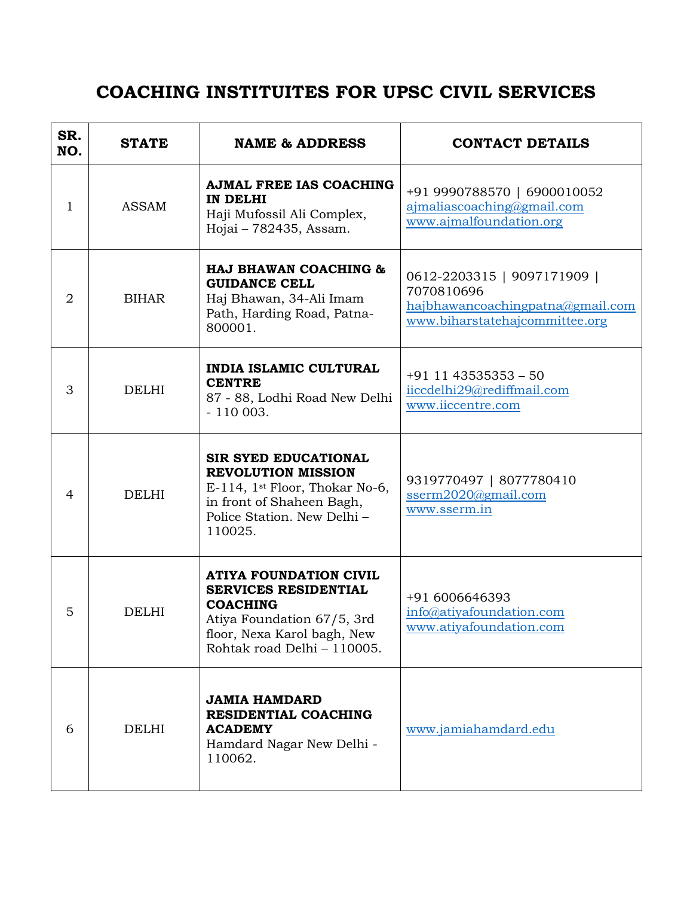# COACHING INSTITUITES FOR UPSC CIVIL SERVICES

| SR. NO. | STATE | NAME & ADDRESS | CONTACT DETAILS |
|---|---|---|---|
| 1 | ASSAM | **AJMAL FREE IAS COACHING IN DELHI** Haji Mufossil Ali Complex, Hojai – 782435, Assam. | +91 9990788570 \| 6900010052 ajmaliascoaching@gmail.com www.ajmalfoundation.org |
| 2 | BIHAR | **HAJ BHAWAN COACHING & GUIDANCE CELL** Haj Bhawan, 34-Ali Imam Path, Harding Road, Patna-800001. | 0612-2203315 \| 9097171909 \| 7070810696 hajbhawancoachingpatna@gmail.com www.biharstatehajcommittee.org |
| 3 | DELHI | **INDIA ISLAMIC CULTURAL CENTRE** 87 - 88, Lodhi Road New Delhi - 110 003. | +91 11 43535353 – 50 iiccdelhi29@rediffmail.com www.iiccentre.com |
| 4 | DELHI | **SIR SYED EDUCATIONAL REVOLUTION MISSION** E-114, 1st Floor, Thokar No-6, in front of Shaheen Bagh, Police Station. New Delhi – 110025. | 9319770497 \| 8077780410 sserm2020@gmail.com www.sserm.in |
| 5 | DELHI | **ATIYA FOUNDATION CIVIL SERVICES RESIDENTIAL COACHING** Atiya Foundation 67/5, 3rd floor, Nexa Karol bagh, New Rohtak road Delhi – 110005. | +91 6006646393 info@atiyafoundation.com www.atiyafoundation.com |
| 6 | DELHI | **JAMIA HAMDARD RESIDENTIAL COACHING ACADEMY** Hamdard Nagar New Delhi - 110062. | www.jamiahamdard.edu |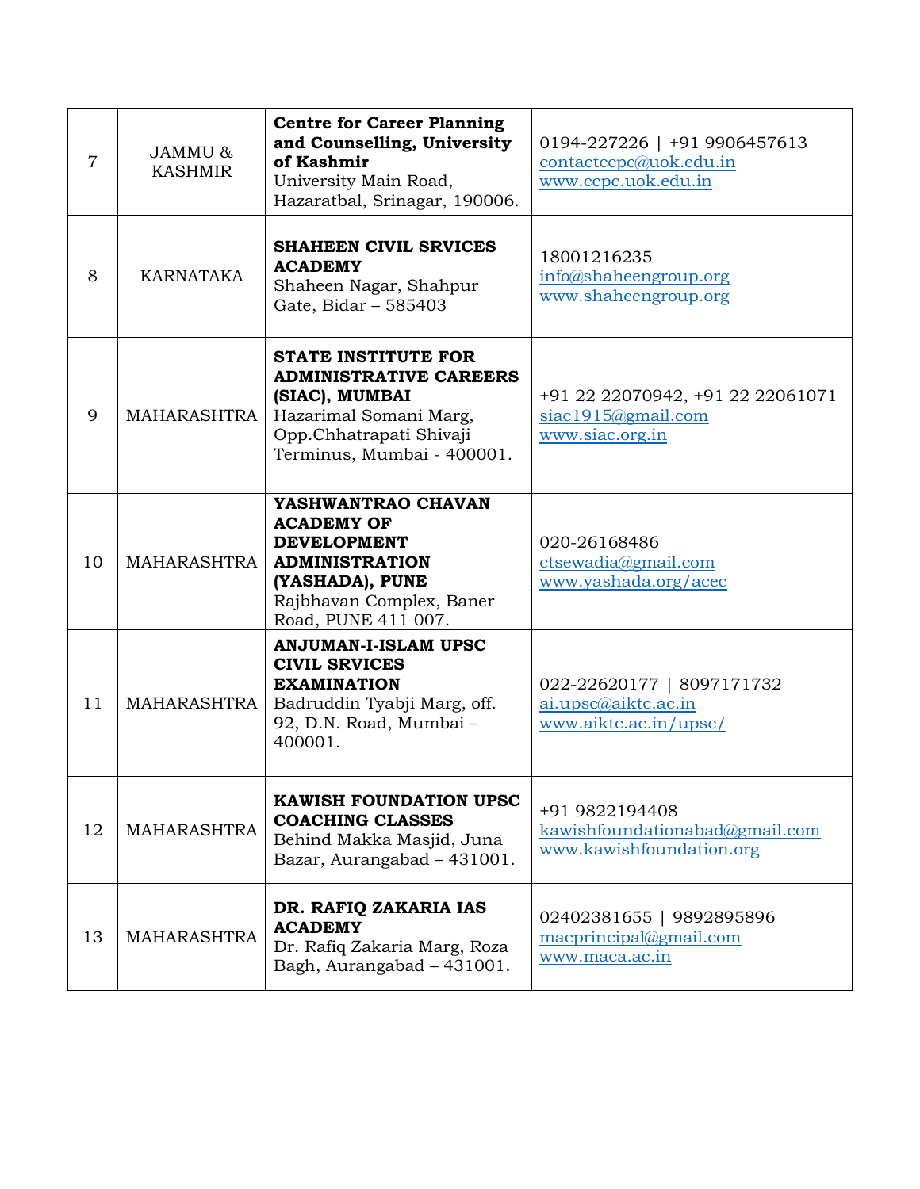| 7 | JAMMU & KASHMIR | **Centre for Career Planning and Counselling, University of Kashmir** University Main Road, Hazaratbal, Srinagar, 190006. | 0194-227226 \| +91 9906457613 contactccpc@uok.edu.in www.ccpc.uok.edu.in |
|---|---|---|---|
| 8 | KARNATAKA | **SHAHEEN CIVIL SRVICES ACADEMY** Shaheen Nagar, Shahpur Gate, Bidar – 585403 | 18001216235 info@shaheengroup.org www.shaheengroup.org |
| 9 | MAHARASHTRA | **STATE INSTITUTE FOR ADMINISTRATIVE CAREERS (SIAC), MUMBAI** Hazarimal Somani Marg, Opp.Chhatrapati Shivaji Terminus, Mumbai - 400001. | +91 22 22070942, +91 22 22061071 siac1915@gmail.com www.siac.org.in |
| 10 | MAHARASHTRA | **YASHWANTRAO CHAVAN ACADEMY OF DEVELOPMENT ADMINISTRATION (YASHADA), PUNE** Rajbhavan Complex, Baner Road, PUNE 411 007. | 020-26168486 ctsewadia@gmail.com www.yashada.org/acec |
| 11 | MAHARASHTRA | **ANJUMAN-I-ISLAM UPSC CIVIL SRVICES EXAMINATION** Badruddin Tyabji Marg, off. 92, D.N. Road, Mumbai – 400001. | 022-22620177 \| 8097171732 ai.upsc@aiktc.ac.in www.aiktc.ac.in/upsc/ |
| 12 | MAHARASHTRA | **KAWISH FOUNDATION UPSC COACHING CLASSES** Behind Makka Masjid, Juna Bazar, Aurangabad – 431001. | +91 9822194408 kawishfoundationabad@gmail.com www.kawishfoundation.org |
| 13 | MAHARASHTRA | **DR. RAFIQ ZAKARIA IAS ACADEMY** Dr. Rafiq Zakaria Marg, Roza Bagh, Aurangabad – 431001. | 02402381655 \| 9892895896 macprincipal@gmail.com www.maca.ac.in |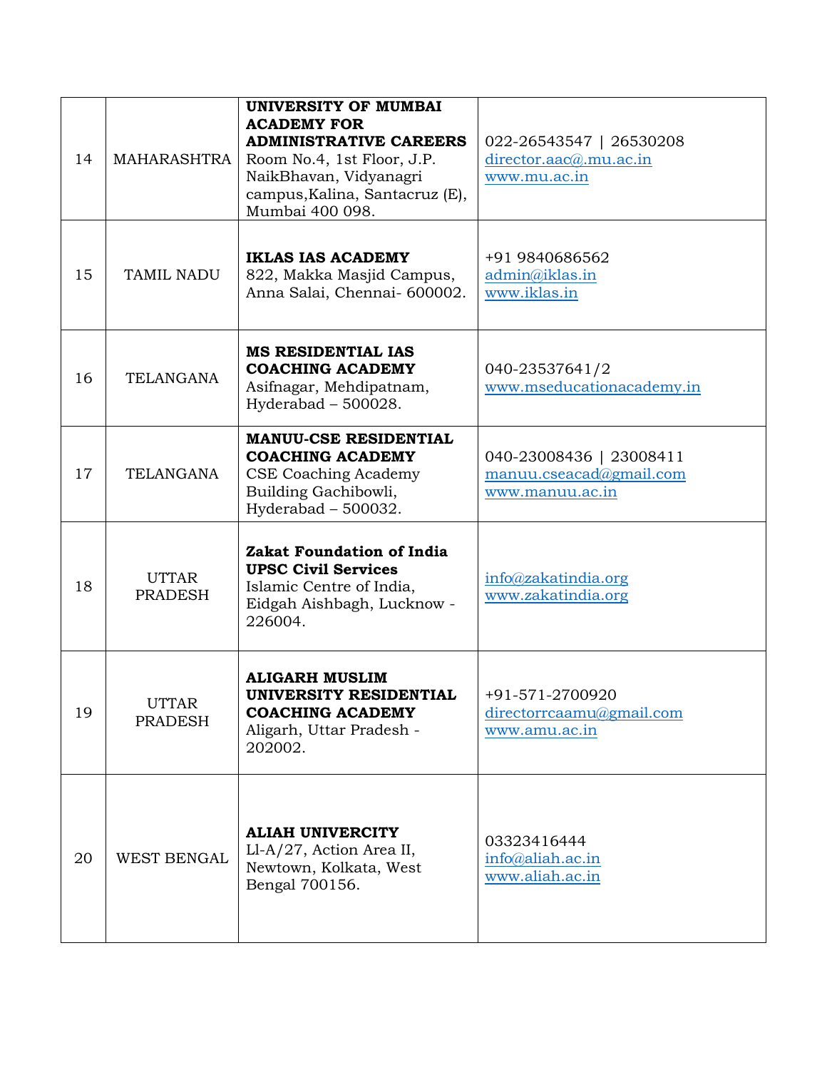| | | | |
|---|---|---|---|
| 14 | MAHARASHTRA | **UNIVERSITY OF MUMBAI ACADEMY FOR ADMINISTRATIVE CAREERS** Room No.4, 1st Floor, J.P. NaikBhavan, Vidyanagri campus,Kalina, Santacruz (E), Mumbai 400 098. | 022-26543547 \| 26530208 director.aac@.mu.ac.in www.mu.ac.in |
| 15 | TAMIL NADU | **IKLAS IAS ACADEMY** 822, Makka Masjid Campus, Anna Salai, Chennai- 600002. | +91 9840686562 admin@iklas.in www.iklas.in |
| 16 | TELANGANA | **MS RESIDENTIAL IAS COACHING ACADEMY** Asifnagar, Mehdipatnam, Hyderabad – 500028. | 040-23537641/2 www.mseducationacademy.in |
| 17 | TELANGANA | **MANUU-CSE RESIDENTIAL COACHING ACADEMY** CSE Coaching Academy Building Gachibowli, Hyderabad – 500032. | 040-23008436 \| 23008411 manuu.cseacad@gmail.com www.manuu.ac.in |
| 18 | UTTAR PRADESH | **Zakat Foundation of India UPSC Civil Services** Islamic Centre of India, Eidgah Aishbagh, Lucknow - 226004. | info@zakatindia.org www.zakatindia.org |
| 19 | UTTAR PRADESH | **ALIGARH MUSLIM UNIVERSITY RESIDENTIAL COACHING ACADEMY** Aligarh, Uttar Pradesh - 202002. | +91-571-2700920 directorrcaamu@gmail.com www.amu.ac.in |
| 20 | WEST BENGAL | **ALIAH UNIVERCITY** Ll-A/27, Action Area II, Newtown, Kolkata, West Bengal 700156. | 03323416444 info@aliah.ac.in www.aliah.ac.in |